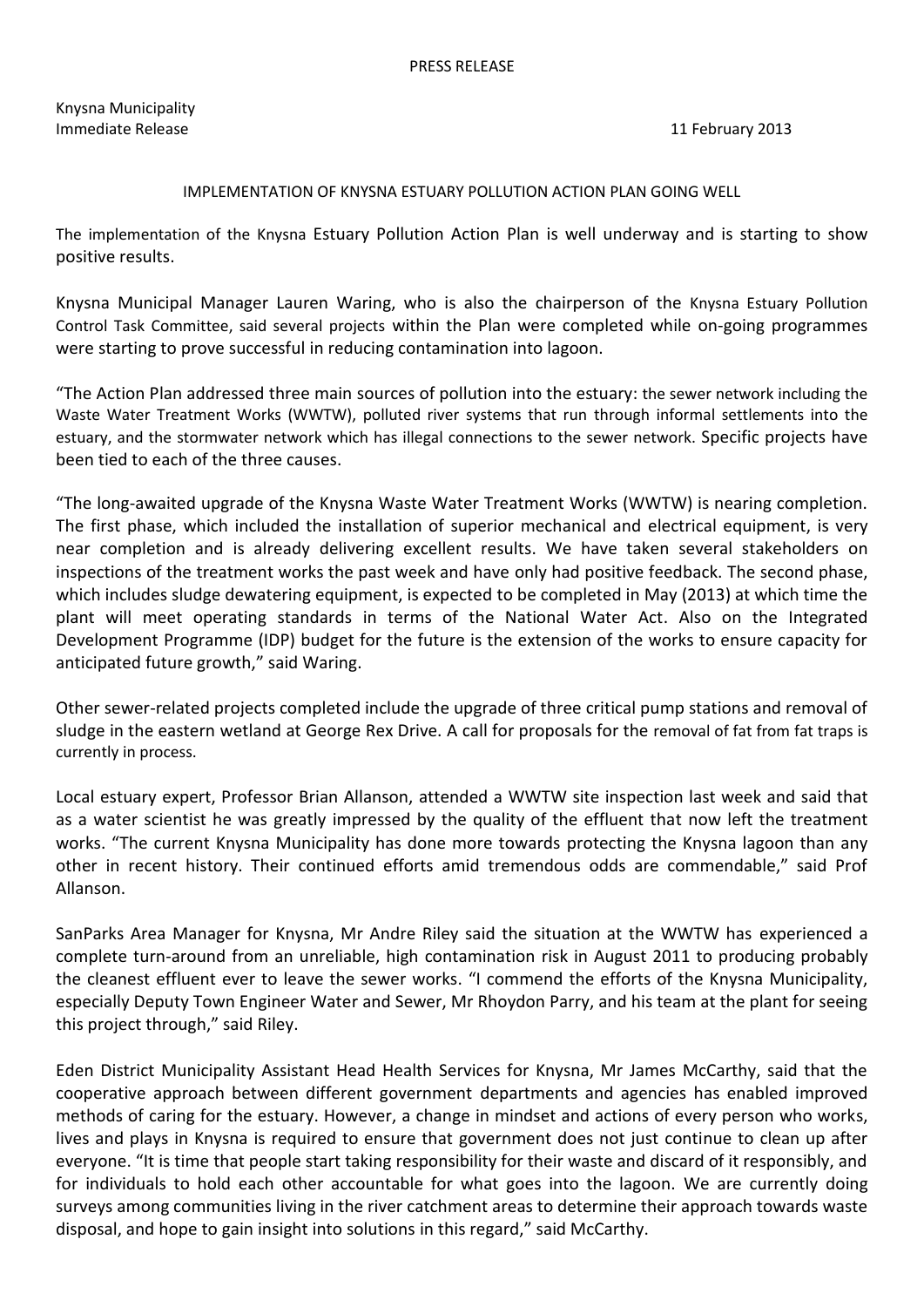PRESS RELEASE

Knysna Municipality
Immediate Release

11 February 2013

## IMPLEMENTATION OF KNYSNA ESTUARY POLLUTION ACTION PLAN GOING WELL

The implementation of the Knysna Estuary Pollution Action Plan is well underway and is starting to show positive results.

Knysna Municipal Manager Lauren Waring, who is also the chairperson of the Knysna Estuary Pollution Control Task Committee, said several projects within the Plan were completed while on-going programmes were starting to prove successful in reducing contamination into lagoon.

"The Action Plan addressed three main sources of pollution into the estuary: the sewer network including the Waste Water Treatment Works (WWTW), polluted river systems that run through informal settlements into the estuary, and the stormwater network which has illegal connections to the sewer network. Specific projects have been tied to each of the three causes.

"The long-awaited upgrade of the Knysna Waste Water Treatment Works (WWTW) is nearing completion. The first phase, which included the installation of superior mechanical and electrical equipment, is very near completion and is already delivering excellent results. We have taken several stakeholders on inspections of the treatment works the past week and have only had positive feedback. The second phase, which includes sludge dewatering equipment, is expected to be completed in May (2013) at which time the plant will meet operating standards in terms of the National Water Act. Also on the Integrated Development Programme (IDP) budget for the future is the extension of the works to ensure capacity for anticipated future growth," said Waring.

Other sewer-related projects completed include the upgrade of three critical pump stations and removal of sludge in the eastern wetland at George Rex Drive. A call for proposals for the removal of fat from fat traps is currently in process.

Local estuary expert, Professor Brian Allanson, attended a WWTW site inspection last week and said that as a water scientist he was greatly impressed by the quality of the effluent that now left the treatment works. "The current Knysna Municipality has done more towards protecting the Knysna lagoon than any other in recent history. Their continued efforts amid tremendous odds are commendable," said Prof Allanson.

SanParks Area Manager for Knysna, Mr Andre Riley said the situation at the WWTW has experienced a complete turn-around from an unreliable, high contamination risk in August 2011 to producing probably the cleanest effluent ever to leave the sewer works. "I commend the efforts of the Knysna Municipality, especially Deputy Town Engineer Water and Sewer, Mr Rhoydon Parry, and his team at the plant for seeing this project through," said Riley.

Eden District Municipality Assistant Head Health Services for Knysna, Mr James McCarthy, said that the cooperative approach between different government departments and agencies has enabled improved methods of caring for the estuary. However, a change in mindset and actions of every person who works, lives and plays in Knysna is required to ensure that government does not just continue to clean up after everyone. "It is time that people start taking responsibility for their waste and discard of it responsibly, and for individuals to hold each other accountable for what goes into the lagoon. We are currently doing surveys among communities living in the river catchment areas to determine their approach towards waste disposal, and hope to gain insight into solutions in this regard," said McCarthy.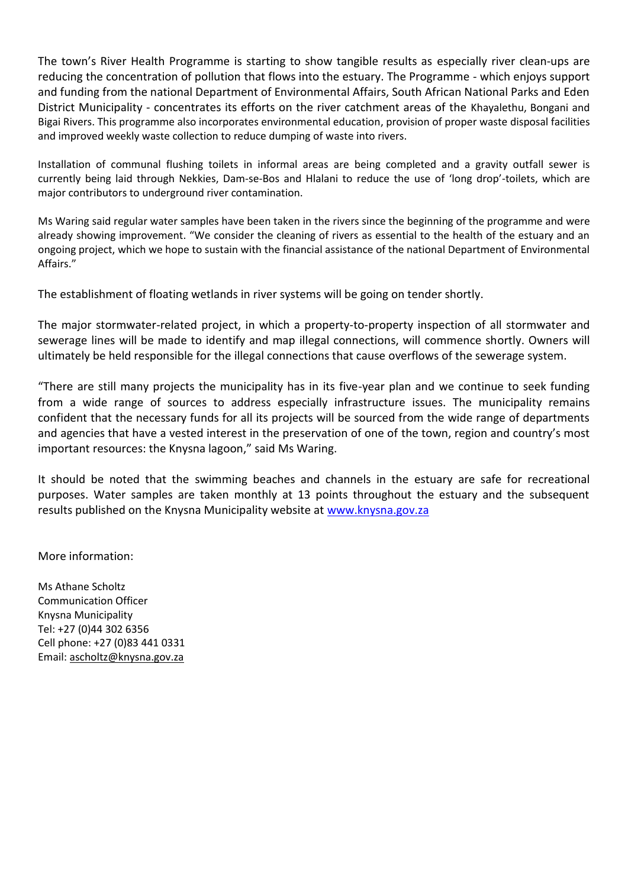The town's River Health Programme is starting to show tangible results as especially river clean-ups are reducing the concentration of pollution that flows into the estuary. The Programme - which enjoys support and funding from the national Department of Environmental Affairs, South African National Parks and Eden District Municipality - concentrates its efforts on the river catchment areas of the Khayalethu, Bongani and Bigai Rivers. This programme also incorporates environmental education, provision of proper waste disposal facilities and improved weekly waste collection to reduce dumping of waste into rivers.

Installation of communal flushing toilets in informal areas are being completed and a gravity outfall sewer is currently being laid through Nekkies, Dam-se-Bos and Hlalani to reduce the use of 'long drop'-toilets, which are major contributors to underground river contamination.

Ms Waring said regular water samples have been taken in the rivers since the beginning of the programme and were already showing improvement. "We consider the cleaning of rivers as essential to the health of the estuary and an ongoing project, which we hope to sustain with the financial assistance of the national Department of Environmental Affairs."

The establishment of floating wetlands in river systems will be going on tender shortly.

The major stormwater-related project, in which a property-to-property inspection of all stormwater and sewerage lines will be made to identify and map illegal connections, will commence shortly. Owners will ultimately be held responsible for the illegal connections that cause overflows of the sewerage system.

"There are still many projects the municipality has in its five-year plan and we continue to seek funding from a wide range of sources to address especially infrastructure issues. The municipality remains confident that the necessary funds for all its projects will be sourced from the wide range of departments and agencies that have a vested interest in the preservation of one of the town, region and country's most important resources: the Knysna lagoon," said Ms Waring.

It should be noted that the swimming beaches and channels in the estuary are safe for recreational purposes. Water samples are taken monthly at 13 points throughout the estuary and the subsequent results published on the Knysna Municipality website at [www.knysna.gov.za](http://www.knysna.gov.za)

More information:

Ms Athane Scholtz
Communication Officer
Knysna Municipality
Tel: +27 (0)44 302 6356
Cell phone: +27 (0)83 441 0331
Email: [ascholtz@knysna.gov.za](mailto:ascholtz@knysna.gov.za)